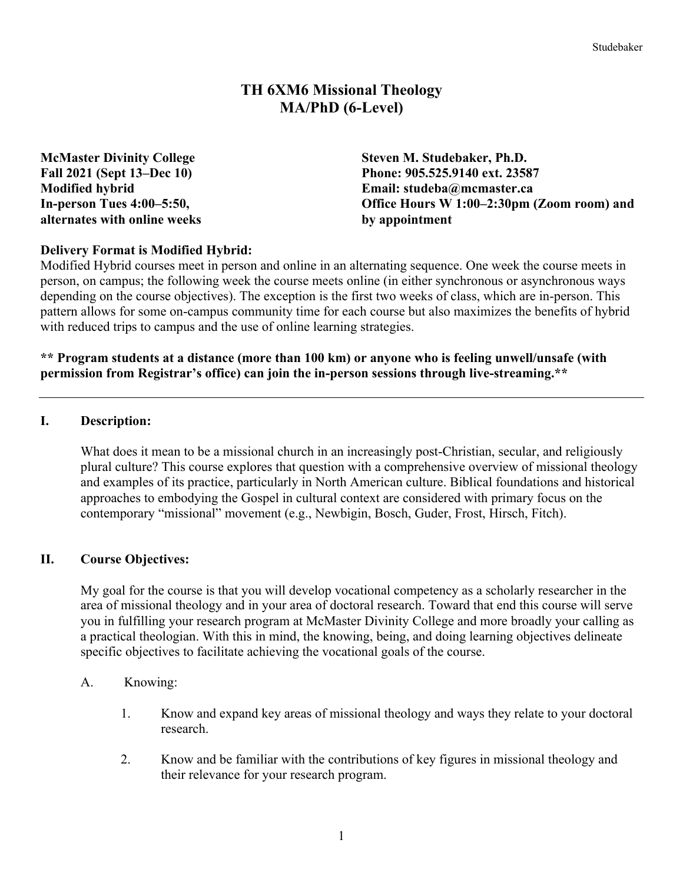# TH 6XM6 Missional Theology
## MA/PhD (6-Level)

**McMaster Divinity College**
**Fall 2021 (Sept 13–Dec 10)**
**Modified hybrid**
**In-person Tues 4:00–5:50, alternates with online weeks**

**Steven M. Studebaker, Ph.D.**
**Phone: 905.525.9140 ext. 23587**
**Email: studeba@mcmaster.ca**
**Office Hours W 1:00–2:30pm (Zoom room) and by appointment**

**Delivery Format is Modified Hybrid:**
Modified Hybrid courses meet in person and online in an alternating sequence. One week the course meets in person, on campus; the following week the course meets online (in either synchronous or asynchronous ways depending on the course objectives). The exception is the first two weeks of class, which are in-person. This pattern allows for some on-campus community time for each course but also maximizes the benefits of hybrid with reduced trips to campus and the use of online learning strategies.

**\*\* Program students at a distance (more than 100 km) or anyone who is feeling unwell/unsafe (with permission from Registrar's office) can join the in-person sessions through live-streaming.\*\***

---

## I. Description:

What does it mean to be a missional church in an increasingly post-Christian, secular, and religiously plural culture? This course explores that question with a comprehensive overview of missional theology and examples of its practice, particularly in North American culture. Biblical foundations and historical approaches to embodying the Gospel in cultural context are considered with primary focus on the contemporary "missional" movement (e.g., Newbigin, Bosch, Guder, Frost, Hirsch, Fitch).

## II. Course Objectives:

My goal for the course is that you will develop vocational competency as a scholarly researcher in the area of missional theology and in your area of doctoral research. Toward that end this course will serve you in fulfilling your research program at McMaster Divinity College and more broadly your calling as a practical theologian. With this in mind, the knowing, being, and doing learning objectives delineate specific objectives to facilitate achieving the vocational goals of the course.

A. Knowing:

1. Know and expand key areas of missional theology and ways they relate to your doctoral research.
2. Know and be familiar with the contributions of key figures in missional theology and their relevance for your research program.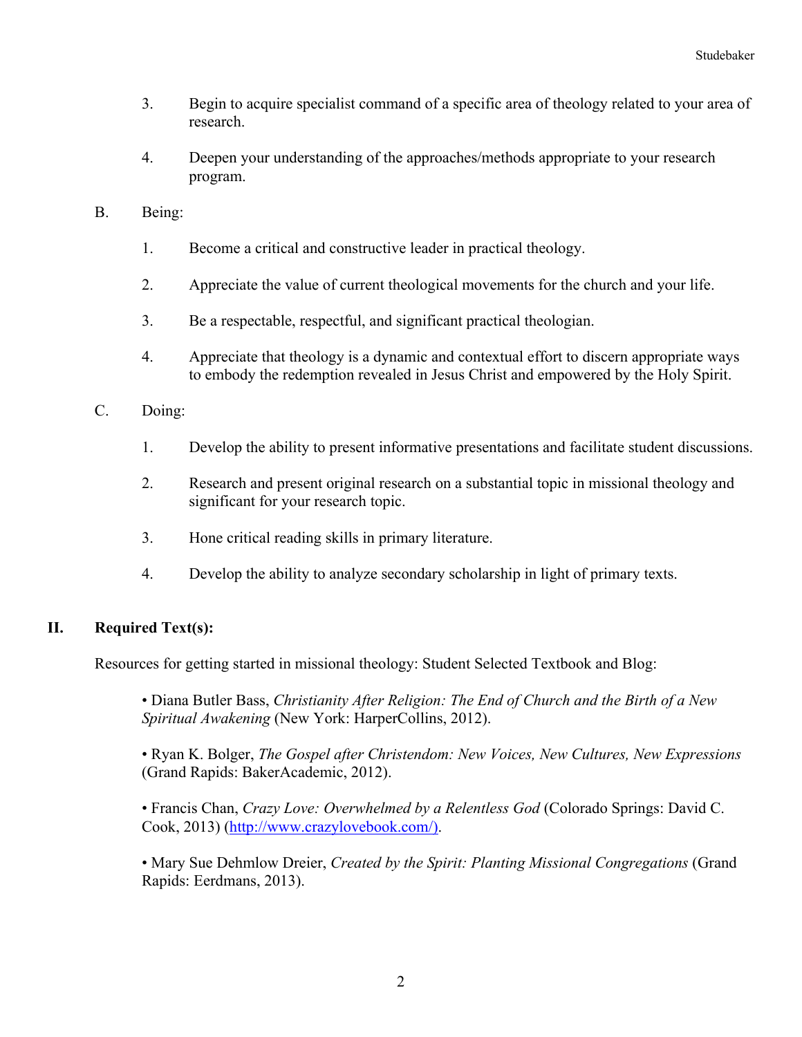3. Begin to acquire specialist command of a specific area of theology related to your area of research.

4. Deepen your understanding of the approaches/methods appropriate to your research program.

B. Being:

1. Become a critical and constructive leader in practical theology.

2. Appreciate the value of current theological movements for the church and your life.

3. Be a respectable, respectful, and significant practical theologian.

4. Appreciate that theology is a dynamic and contextual effort to discern appropriate ways to embody the redemption revealed in Jesus Christ and empowered by the Holy Spirit.

C. Doing:

1. Develop the ability to present informative presentations and facilitate student discussions.

2. Research and present original research on a substantial topic in missional theology and significant for your research topic.

3. Hone critical reading skills in primary literature.

4. Develop the ability to analyze secondary scholarship in light of primary texts.

## II. Required Text(s):

Resources for getting started in missional theology: Student Selected Textbook and Blog:

- Diana Butler Bass, *Christianity After Religion: The End of Church and the Birth of a New Spiritual Awakening* (New York: HarperCollins, 2012).

- Ryan K. Bolger, *The Gospel after Christendom: New Voices, New Cultures, New Expressions* (Grand Rapids: BakerAcademic, 2012).

- Francis Chan, *Crazy Love: Overwhelmed by a Relentless God* (Colorado Springs: David C. Cook, 2013) (http://www.crazylovebook.com/).

- Mary Sue Dehmlow Dreier, *Created by the Spirit: Planting Missional Congregations* (Grand Rapids: Eerdmans, 2013).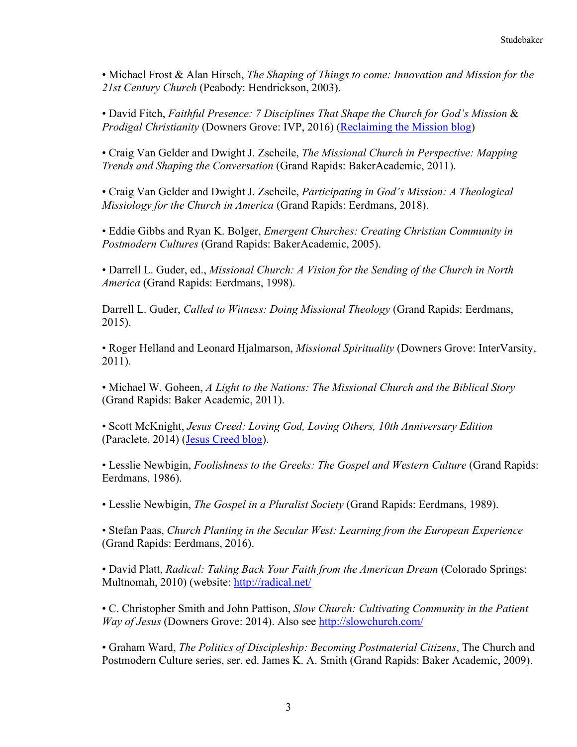• Michael Frost & Alan Hirsch, *The Shaping of Things to come: Innovation and Mission for the 21st Century Church* (Peabody: Hendrickson, 2003).

• David Fitch, *Faithful Presence: 7 Disciplines That Shape the Church for God's Mission* & *Prodigal Christianity* (Downers Grove: IVP, 2016) (Reclaiming the Mission blog)

• Craig Van Gelder and Dwight J. Zscheile, *The Missional Church in Perspective: Mapping Trends and Shaping the Conversation* (Grand Rapids: BakerAcademic, 2011).

• Craig Van Gelder and Dwight J. Zscheile, *Participating in God's Mission: A Theological Missiology for the Church in America* (Grand Rapids: Eerdmans, 2018).

• Eddie Gibbs and Ryan K. Bolger, *Emergent Churches: Creating Christian Community in Postmodern Cultures* (Grand Rapids: BakerAcademic, 2005).

• Darrell L. Guder, ed., *Missional Church: A Vision for the Sending of the Church in North America* (Grand Rapids: Eerdmans, 1998).

Darrell L. Guder, *Called to Witness: Doing Missional Theology* (Grand Rapids: Eerdmans, 2015).

• Roger Helland and Leonard Hjalmarson, *Missional Spirituality* (Downers Grove: InterVarsity, 2011).

• Michael W. Goheen, *A Light to the Nations: The Missional Church and the Biblical Story* (Grand Rapids: Baker Academic, 2011).

• Scott McKnight, *Jesus Creed: Loving God, Loving Others, 10th Anniversary Edition* (Paraclete, 2014) (Jesus Creed blog).

• Lesslie Newbigin, *Foolishness to the Greeks: The Gospel and Western Culture* (Grand Rapids: Eerdmans, 1986).

• Lesslie Newbigin, *The Gospel in a Pluralist Society* (Grand Rapids: Eerdmans, 1989).

• Stefan Paas, *Church Planting in the Secular West: Learning from the European Experience* (Grand Rapids: Eerdmans, 2016).

• David Platt, *Radical: Taking Back Your Faith from the American Dream* (Colorado Springs: Multnomah, 2010) (website: http://radical.net/

• C. Christopher Smith and John Pattison, *Slow Church: Cultivating Community in the Patient Way of Jesus* (Downers Grove: 2014). Also see http://slowchurch.com/

• Graham Ward, *The Politics of Discipleship: Becoming Postmaterial Citizens*, The Church and Postmodern Culture series, ser. ed. James K. A. Smith (Grand Rapids: Baker Academic, 2009).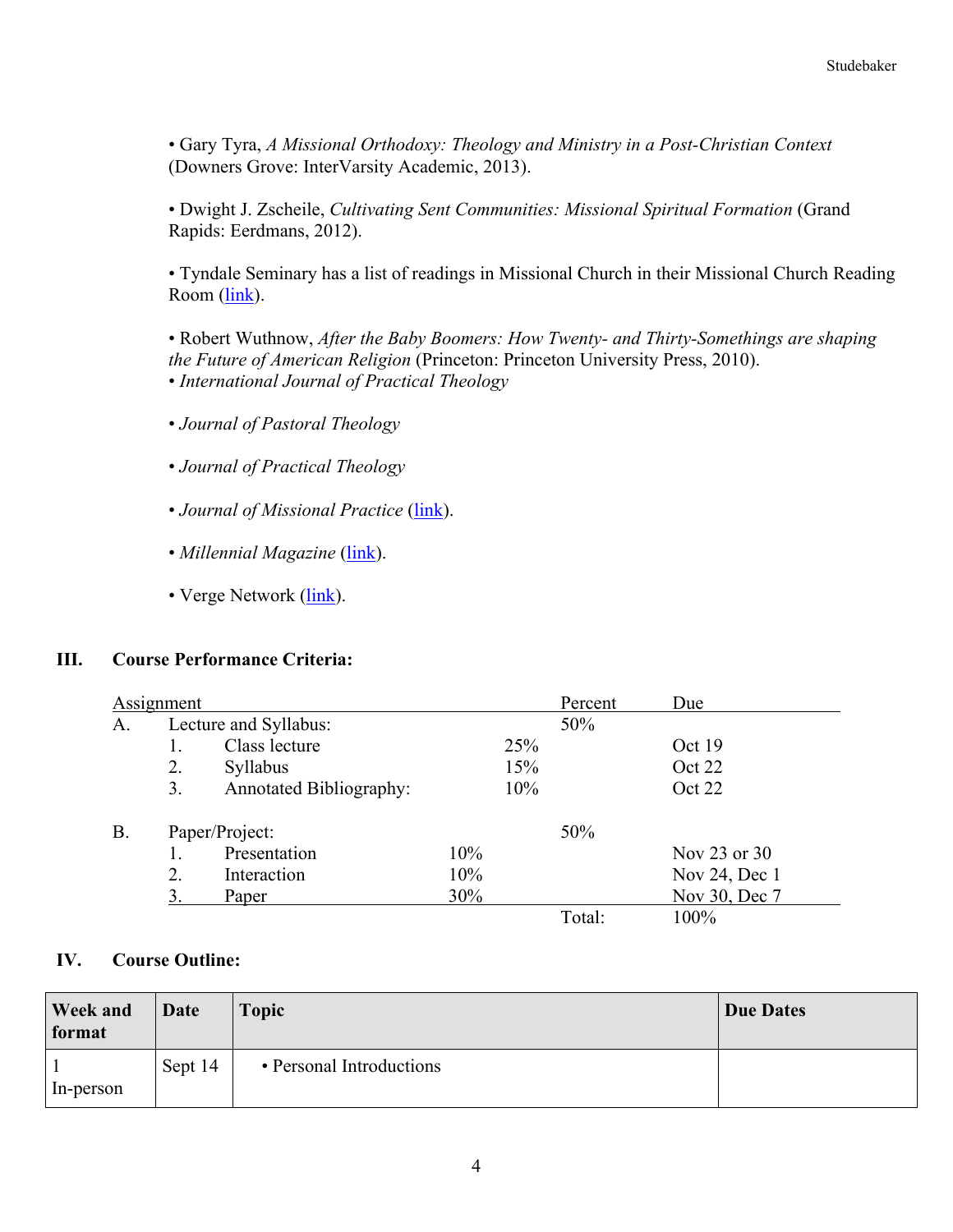• Gary Tyra, *A Missional Orthodoxy: Theology and Ministry in a Post-Christian Context* (Downers Grove: InterVarsity Academic, 2013).

• Dwight J. Zscheile, *Cultivating Sent Communities: Missional Spiritual Formation* (Grand Rapids: Eerdmans, 2012).

• Tyndale Seminary has a list of readings in Missional Church in their Missional Church Reading Room (link).

• Robert Wuthnow, *After the Baby Boomers: How Twenty- and Thirty-Somethings are shaping the Future of American Religion* (Princeton: Princeton University Press, 2010).
• *International Journal of Practical Theology*

• *Journal of Pastoral Theology*

• *Journal of Practical Theology*

• *Journal of Missional Practice* (link).

• *Millennial Magazine* (link).

• Verge Network (link).

## III. Course Performance Criteria:

| Assignment | | | | Percent | Due |
|---|---|---|---|---|---|
| A. | Lecture and Syllabus: | | | 50% | |
| | 1. | Class lecture | 25% | | Oct 19 |
| | 2. | Syllabus | 15% | | Oct 22 |
| | 3. | Annotated Bibliography: | 10% | | Oct 22 |
| B. | Paper/Project: | | | 50% | |
| | 1. | Presentation | 10% | | Nov 23 or 30 |
| | 2. | Interaction | 10% | | Nov 24, Dec 1 |
| | 3. | Paper | 30% | | Nov 30, Dec 7 |
| | | | | Total: | 100% |

## IV. Course Outline:

| Week and format | Date | Topic | Due Dates |
|---|---|---|---|
| 1 In-person | Sept 14 | • Personal Introductions | |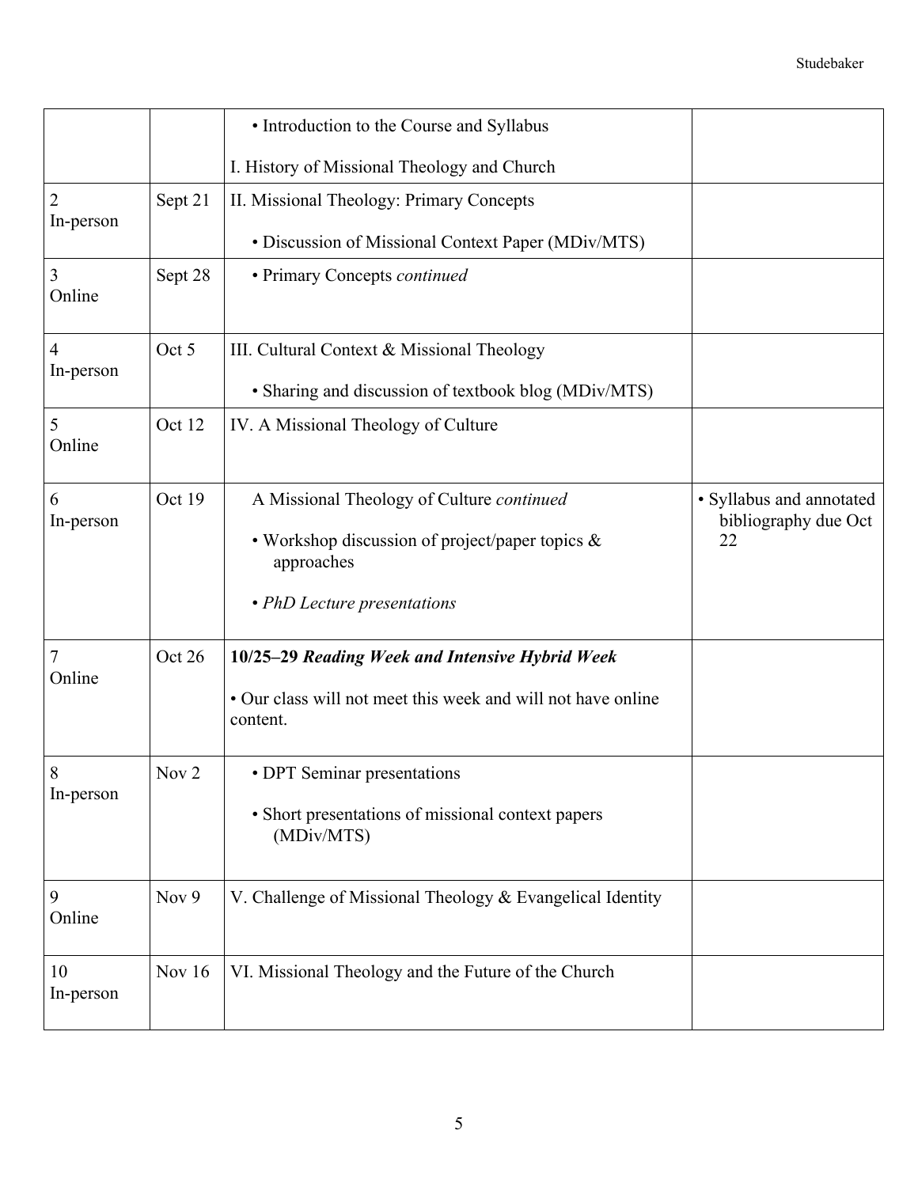|  |  |  |  |
|---|---|---|---|
|  |  | • Introduction to the Course and Syllabus<br><br>I. History of Missional Theology and Church |  |
| 2<br>In-person | Sept 21 | II. Missional Theology: Primary Concepts<br><br>• Discussion of Missional Context Paper (MDiv/MTS) |  |
| 3<br>Online | Sept 28 | • Primary Concepts *continued* |  |
| 4<br>In-person | Oct 5 | III. Cultural Context & Missional Theology<br><br>• Sharing and discussion of textbook blog (MDiv/MTS) |  |
| 5<br>Online | Oct 12 | IV. A Missional Theology of Culture |  |
| 6<br>In-person | Oct 19 | A Missional Theology of Culture *continued*<br><br>• Workshop discussion of project/paper topics & approaches<br><br>• *PhD Lecture presentations* | • Syllabus and annotated bibliography due Oct 22 |
| 7<br>Online | Oct 26 | **10/25–29 *Reading Week and Intensive Hybrid Week***<br><br>• Our class will not meet this week and will not have online content. |  |
| 8<br>In-person | Nov 2 | • DPT Seminar presentations<br><br>• Short presentations of missional context papers (MDiv/MTS) |  |
| 9<br>Online | Nov 9 | V. Challenge of Missional Theology & Evangelical Identity |  |
| 10<br>In-person | Nov 16 | VI. Missional Theology and the Future of the Church |  |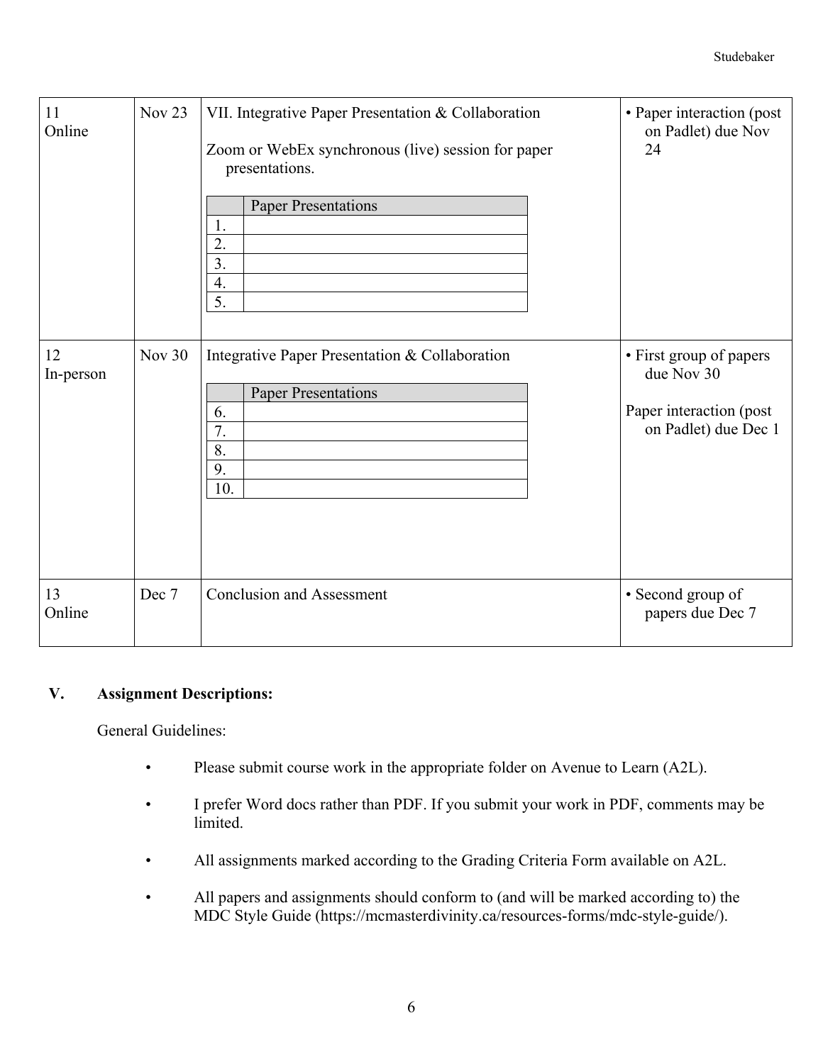| | | | |
|---|---|---|---|
| 11<br>Online | Nov 23 | VII. Integrative Paper Presentation & Collaboration<br><br>Zoom or WebEx synchronous (live) session for paper presentations.<br><br>Paper Presentations<br>1.<br>2.<br>3.<br>4.<br>5. | • Paper interaction (post on Padlet) due Nov 24 |
| 12<br>In-person | Nov 30 | Integrative Paper Presentation & Collaboration<br><br>Paper Presentations<br>6.<br>7.<br>8.<br>9.<br>10. | • First group of papers due Nov 30<br><br>Paper interaction (post on Padlet) due Dec 1 |
| 13<br>Online | Dec 7 | Conclusion and Assessment | • Second group of papers due Dec 7 |

## V. Assignment Descriptions:

General Guidelines:

- Please submit course work in the appropriate folder on Avenue to Learn (A2L).
- I prefer Word docs rather than PDF. If you submit your work in PDF, comments may be limited.
- All assignments marked according to the Grading Criteria Form available on A2L.
- All papers and assignments should conform to (and will be marked according to) the MDC Style Guide (https://mcmasterdivinity.ca/resources-forms/mdc-style-guide/).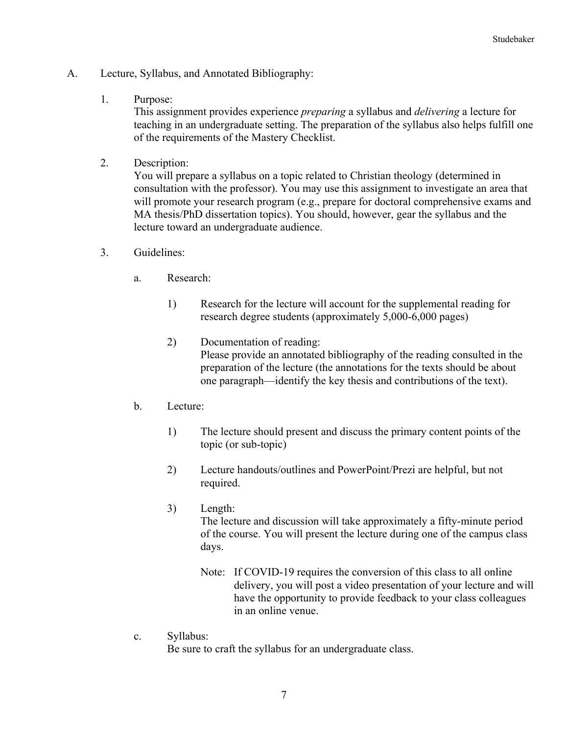A. Lecture, Syllabus, and Annotated Bibliography:

1. Purpose:
   This assignment provides experience *preparing* a syllabus and *delivering* a lecture for teaching in an undergraduate setting. The preparation of the syllabus also helps fulfill one of the requirements of the Mastery Checklist.

2. Description:
   You will prepare a syllabus on a topic related to Christian theology (determined in consultation with the professor). You may use this assignment to investigate an area that will promote your research program (e.g., prepare for doctoral comprehensive exams and MA thesis/PhD dissertation topics). You should, however, gear the syllabus and the lecture toward an undergraduate audience.

3. Guidelines:

   a. Research:

      1) Research for the lecture will account for the supplemental reading for research degree students (approximately 5,000-6,000 pages)

      2) Documentation of reading:
         Please provide an annotated bibliography of the reading consulted in the preparation of the lecture (the annotations for the texts should be about one paragraph—identify the key thesis and contributions of the text).

   b. Lecture:

      1) The lecture should present and discuss the primary content points of the topic (or sub-topic)

      2) Lecture handouts/outlines and PowerPoint/Prezi are helpful, but not required.

      3) Length:
         The lecture and discussion will take approximately a fifty-minute period of the course. You will present the lecture during one of the campus class days.

         Note: If COVID-19 requires the conversion of this class to all online delivery, you will post a video presentation of your lecture and will have the opportunity to provide feedback to your class colleagues in an online venue.

   c. Syllabus:
      Be sure to craft the syllabus for an undergraduate class.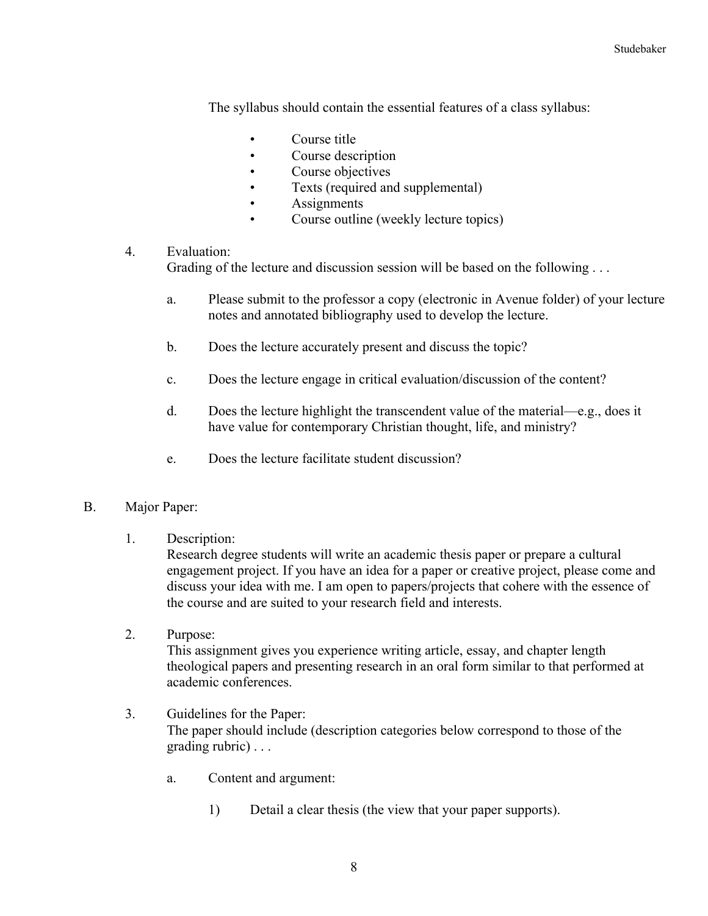The syllabus should contain the essential features of a class syllabus:

- Course title
- Course description
- Course objectives
- Texts (required and supplemental)
- Assignments
- Course outline (weekly lecture topics)

4. Evaluation:
   Grading of the lecture and discussion session will be based on the following . . .

   a. Please submit to the professor a copy (electronic in Avenue folder) of your lecture notes and annotated bibliography used to develop the lecture.

   b. Does the lecture accurately present and discuss the topic?

   c. Does the lecture engage in critical evaluation/discussion of the content?

   d. Does the lecture highlight the transcendent value of the material—e.g., does it have value for contemporary Christian thought, life, and ministry?

   e. Does the lecture facilitate student discussion?

B. Major Paper:

1. Description:
   Research degree students will write an academic thesis paper or prepare a cultural engagement project. If you have an idea for a paper or creative project, please come and discuss your idea with me. I am open to papers/projects that cohere with the essence of the course and are suited to your research field and interests.

2. Purpose:
   This assignment gives you experience writing article, essay, and chapter length theological papers and presenting research in an oral form similar to that performed at academic conferences.

3. Guidelines for the Paper:
   The paper should include (description categories below correspond to those of the grading rubric) . . .

   a. Content and argument:

      1) Detail a clear thesis (the view that your paper supports).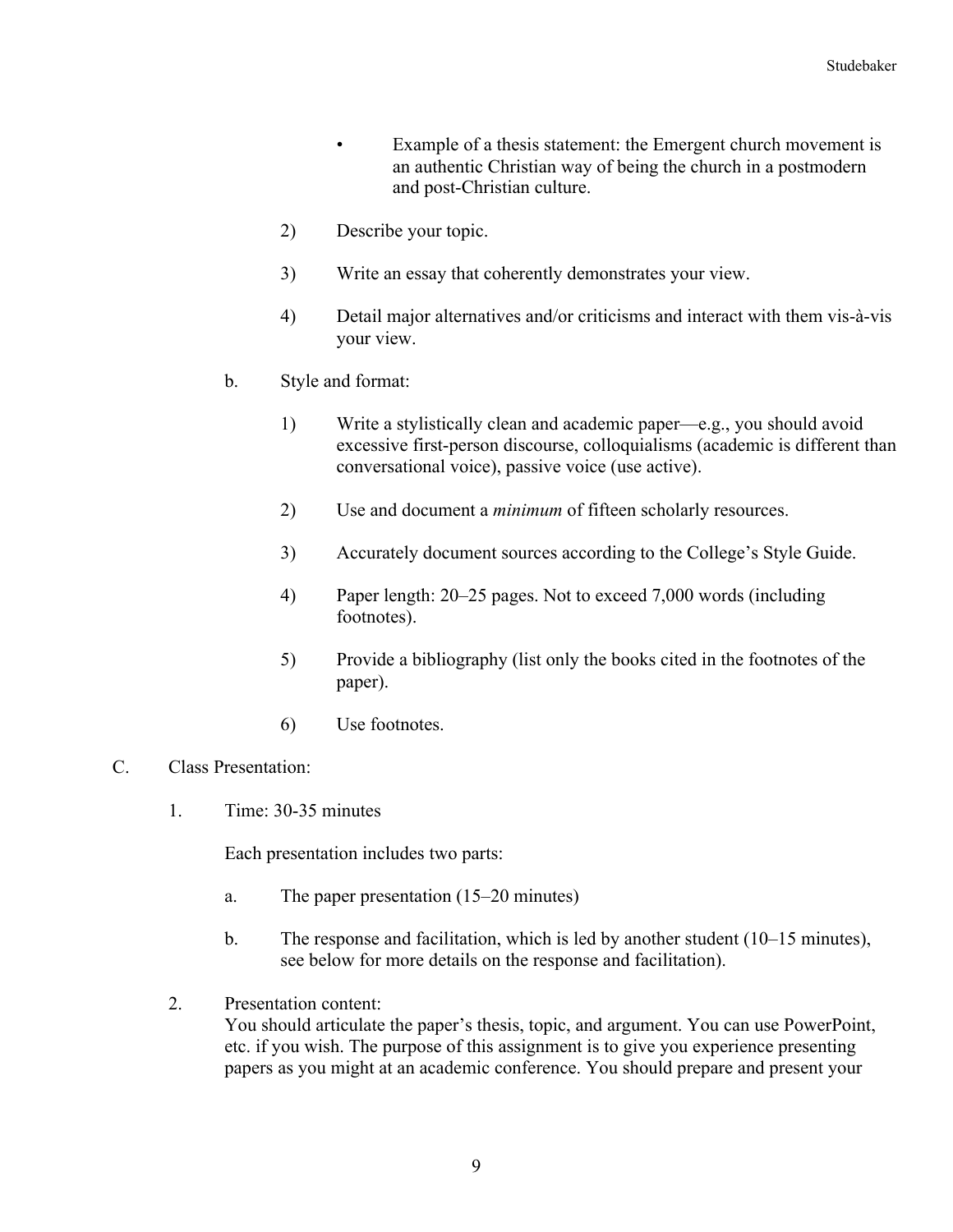- Example of a thesis statement: the Emergent church movement is an authentic Christian way of being the church in a postmodern and post-Christian culture.

2) Describe your topic.

3) Write an essay that coherently demonstrates your view.

4) Detail major alternatives and/or criticisms and interact with them vis-à-vis your view.

b. Style and format:

1) Write a stylistically clean and academic paper—e.g., you should avoid excessive first-person discourse, colloquialisms (academic is different than conversational voice), passive voice (use active).

2) Use and document a *minimum* of fifteen scholarly resources.

3) Accurately document sources according to the College's Style Guide.

4) Paper length: 20–25 pages. Not to exceed 7,000 words (including footnotes).

5) Provide a bibliography (list only the books cited in the footnotes of the paper).

6) Use footnotes.

C. Class Presentation:

1. Time: 30-35 minutes

Each presentation includes two parts:

a. The paper presentation (15–20 minutes)

b. The response and facilitation, which is led by another student (10–15 minutes), see below for more details on the response and facilitation).

2. Presentation content:
You should articulate the paper's thesis, topic, and argument. You can use PowerPoint, etc. if you wish. The purpose of this assignment is to give you experience presenting papers as you might at an academic conference. You should prepare and present your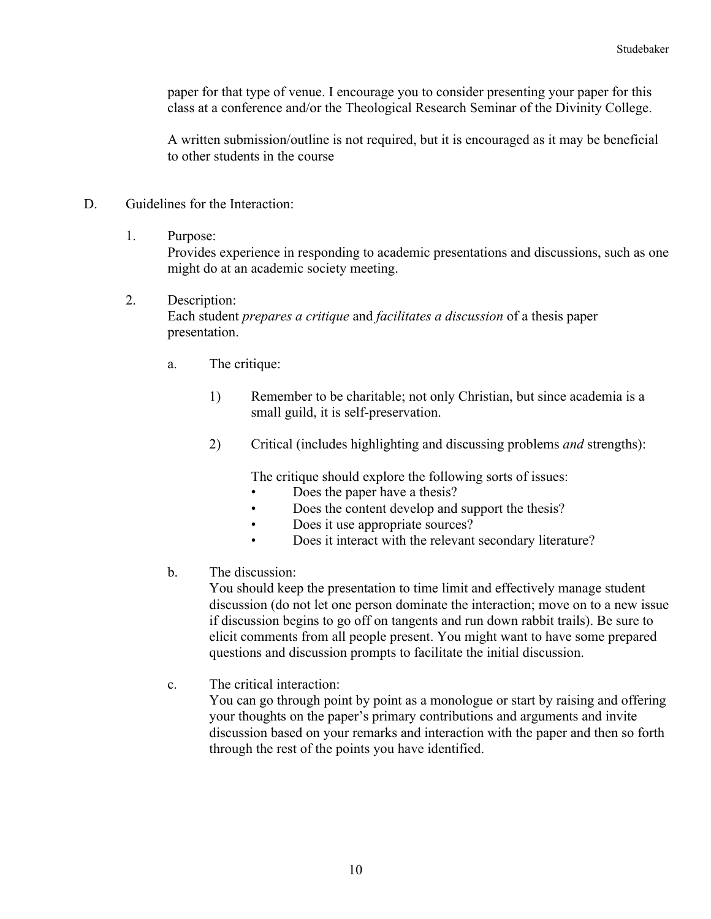paper for that type of venue. I encourage you to consider presenting your paper for this class at a conference and/or the Theological Research Seminar of the Divinity College.

A written submission/outline is not required, but it is encouraged as it may be beneficial to other students in the course

D. Guidelines for the Interaction:

1. Purpose:
   Provides experience in responding to academic presentations and discussions, such as one might do at an academic society meeting.

2. Description:
   Each student *prepares a critique* and *facilitates a discussion* of a thesis paper presentation.

   a. The critique:

      1) Remember to be charitable; not only Christian, but since academia is a small guild, it is self-preservation.

      2) Critical (includes highlighting and discussing problems *and* strengths):

         The critique should explore the following sorts of issues:
         - Does the paper have a thesis?
         - Does the content develop and support the thesis?
         - Does it use appropriate sources?
         - Does it interact with the relevant secondary literature?

   b. The discussion:
      You should keep the presentation to time limit and effectively manage student discussion (do not let one person dominate the interaction; move on to a new issue if discussion begins to go off on tangents and run down rabbit trails). Be sure to elicit comments from all people present. You might want to have some prepared questions and discussion prompts to facilitate the initial discussion.

   c. The critical interaction:
      You can go through point by point as a monologue or start by raising and offering your thoughts on the paper's primary contributions and arguments and invite discussion based on your remarks and interaction with the paper and then so forth through the rest of the points you have identified.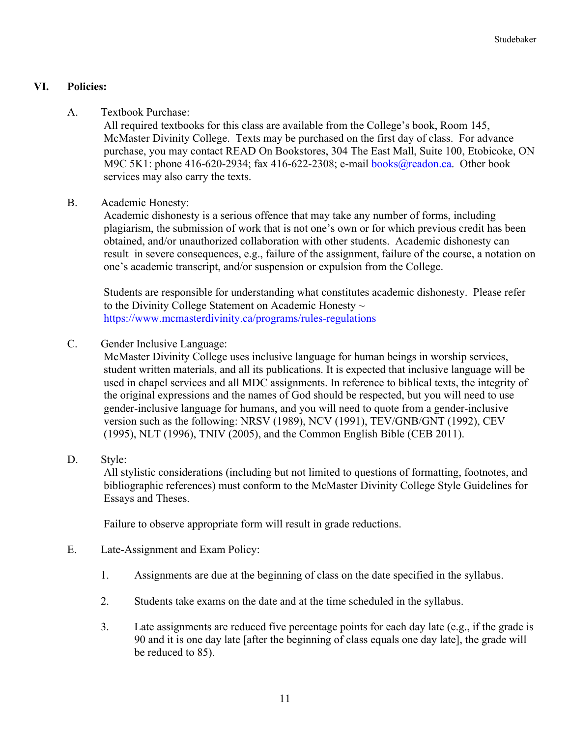## VI. Policies:

A. Textbook Purchase:

All required textbooks for this class are available from the College's book, Room 145, McMaster Divinity College. Texts may be purchased on the first day of class. For advance purchase, you may contact READ On Bookstores, 304 The East Mall, Suite 100, Etobicoke, ON M9C 5K1: phone 416-620-2934; fax 416-622-2308; e-mail books@readon.ca. Other book services may also carry the texts.

B. Academic Honesty:

Academic dishonesty is a serious offence that may take any number of forms, including plagiarism, the submission of work that is not one's own or for which previous credit has been obtained, and/or unauthorized collaboration with other students. Academic dishonesty can result in severe consequences, e.g., failure of the assignment, failure of the course, a notation on one's academic transcript, and/or suspension or expulsion from the College.

Students are responsible for understanding what constitutes academic dishonesty. Please refer to the Divinity College Statement on Academic Honesty ~ https://www.mcmasterdivinity.ca/programs/rules-regulations

C. Gender Inclusive Language:

McMaster Divinity College uses inclusive language for human beings in worship services, student written materials, and all its publications. It is expected that inclusive language will be used in chapel services and all MDC assignments. In reference to biblical texts, the integrity of the original expressions and the names of God should be respected, but you will need to use gender-inclusive language for humans, and you will need to quote from a gender-inclusive version such as the following: NRSV (1989), NCV (1991), TEV/GNB/GNT (1992), CEV (1995), NLT (1996), TNIV (2005), and the Common English Bible (CEB 2011).

D. Style:

All stylistic considerations (including but not limited to questions of formatting, footnotes, and bibliographic references) must conform to the McMaster Divinity College Style Guidelines for Essays and Theses.

Failure to observe appropriate form will result in grade reductions.

E. Late-Assignment and Exam Policy:

1. Assignments are due at the beginning of class on the date specified in the syllabus.

2. Students take exams on the date and at the time scheduled in the syllabus.

3. Late assignments are reduced five percentage points for each day late (e.g., if the grade is 90 and it is one day late [after the beginning of class equals one day late], the grade will be reduced to 85).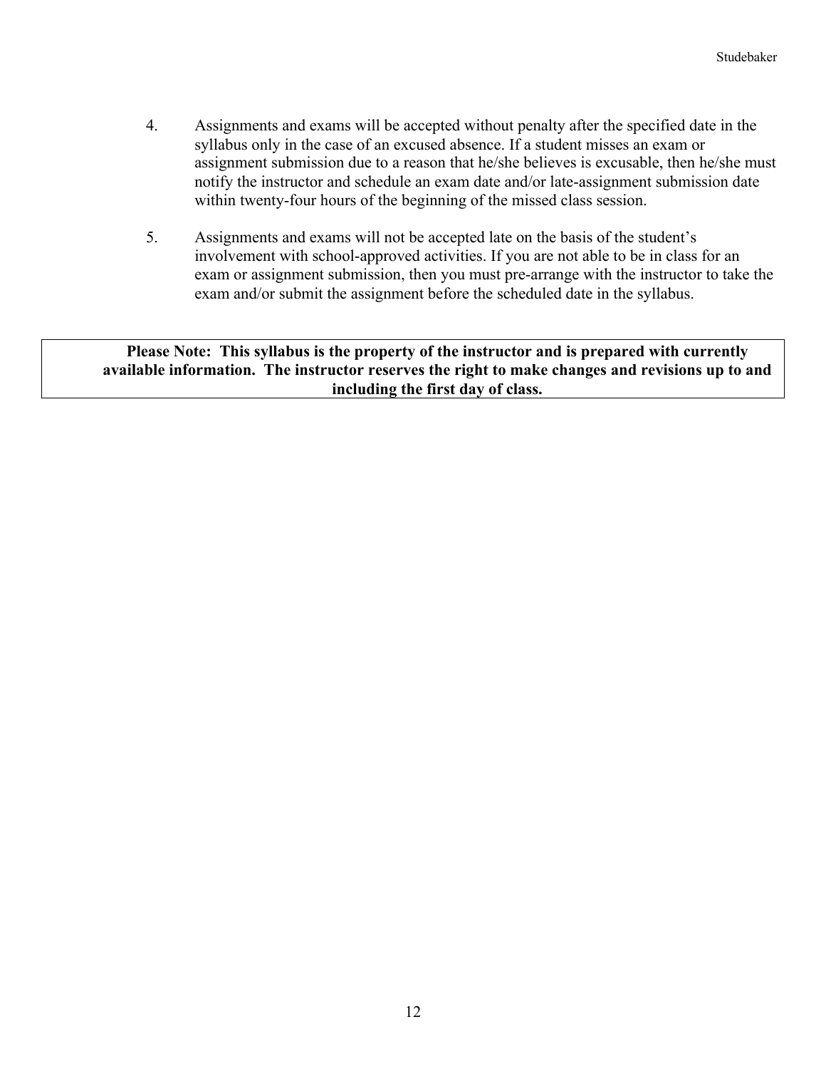4. Assignments and exams will be accepted without penalty after the specified date in the syllabus only in the case of an excused absence. If a student misses an exam or assignment submission due to a reason that he/she believes is excusable, then he/she must notify the instructor and schedule an exam date and/or late-assignment submission date within twenty-four hours of the beginning of the missed class session.

5. Assignments and exams will not be accepted late on the basis of the student's involvement with school-approved activities. If you are not able to be in class for an exam or assignment submission, then you must pre-arrange with the instructor to take the exam and/or submit the assignment before the scheduled date in the syllabus.

**Please Note: This syllabus is the property of the instructor and is prepared with currently available information. The instructor reserves the right to make changes and revisions up to and including the first day of class.**